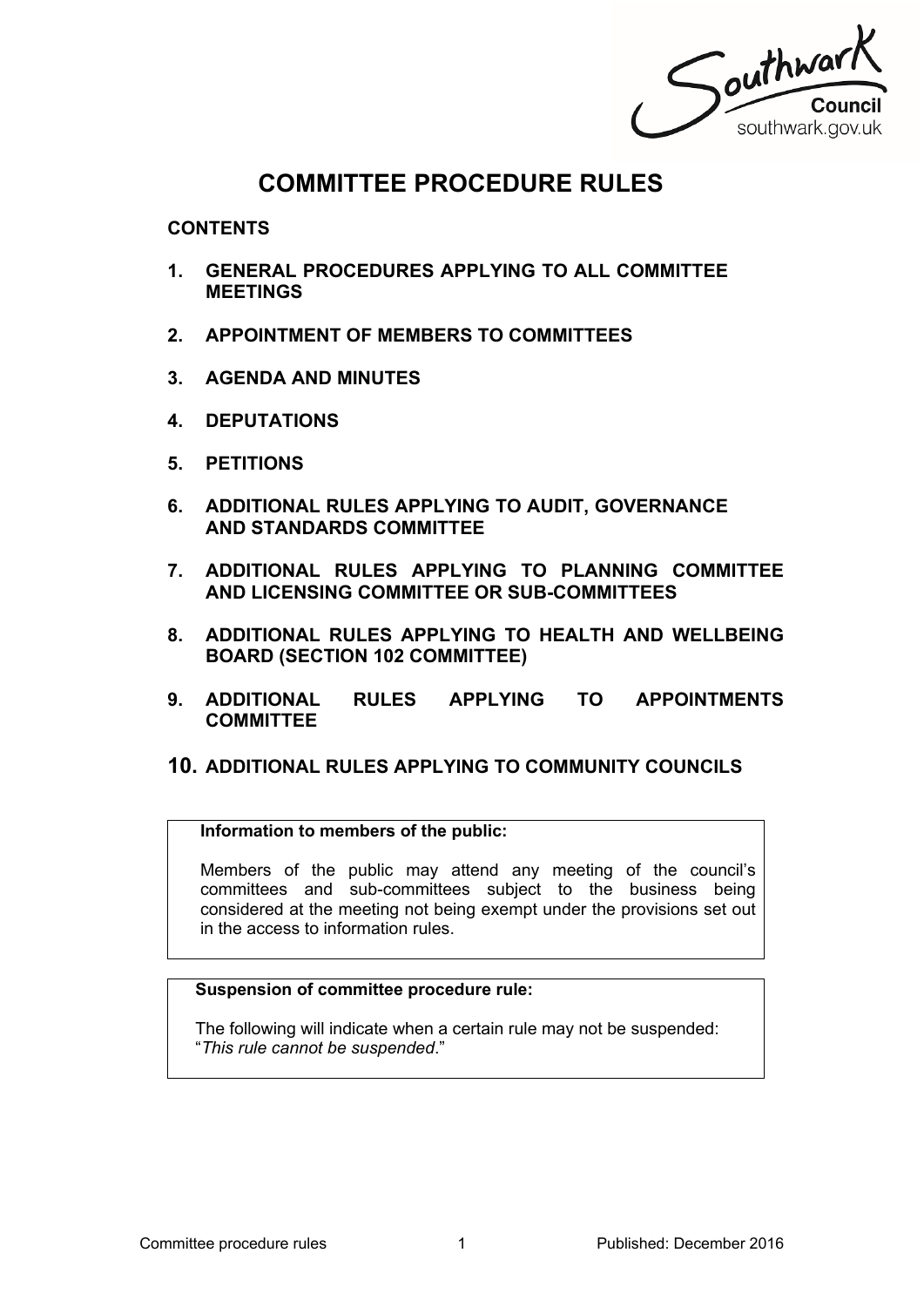# COMMITTEE PROCEDURE RULES

## CONTENTS

1. **GENERAL PROCEDURES APPLYING TO ALL COMMITTEE MEETINGS**
2. **APPOINTMENT OF MEMBERS TO COMMITTEES**
3. **AGENDA AND MINUTES**
4. **DEPUTATIONS**
5. **PETITIONS**
6. **ADDITIONAL RULES APPLYING TO AUDIT, GOVERNANCE AND STANDARDS COMMITTEE**
7. **ADDITIONAL RULES APPLYING TO PLANNING COMMITTEE AND LICENSING COMMITTEE OR SUB-COMMITTEES**
8. **ADDITIONAL RULES APPLYING TO HEALTH AND WELLBEING BOARD (SECTION 102 COMMITTEE)**
9. **ADDITIONAL RULES APPLYING TO APPOINTMENTS COMMITTEE**
10. **ADDITIONAL RULES APPLYING TO COMMUNITY COUNCILS**

**Information to members of the public:**

Members of the public may attend any meeting of the council's committees and sub-committees subject to the business being considered at the meeting not being exempt under the provisions set out in the access to information rules.

**Suspension of committee procedure rule:**

The following will indicate when a certain rule may not be suspended: "*This rule cannot be suspended*."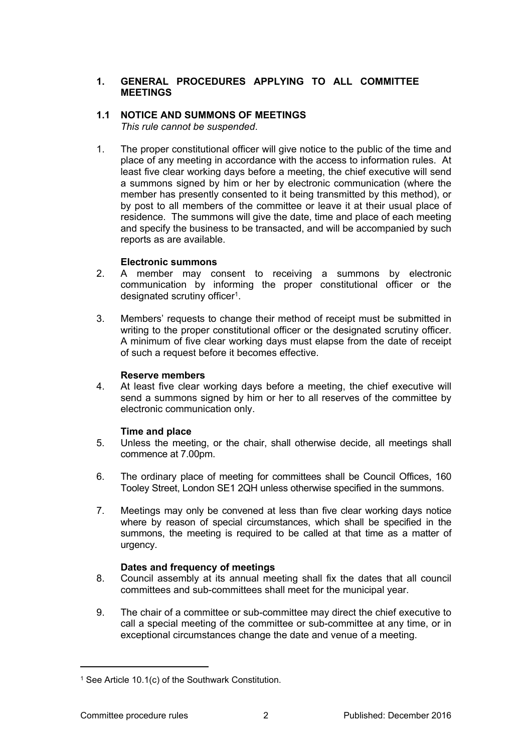## 1. GENERAL PROCEDURES APPLYING TO ALL COMMITTEE MEETINGS

### 1.1 NOTICE AND SUMMONS OF MEETINGS

*This rule cannot be suspended*.

1. The proper constitutional officer will give notice to the public of the time and place of any meeting in accordance with the access to information rules. At least five clear working days before a meeting, the chief executive will send a summons signed by him or her by electronic communication (where the member has presently consented to it being transmitted by this method), or by post to all members of the committee or leave it at their usual place of residence. The summons will give the date, time and place of each meeting and specify the business to be transacted, and will be accompanied by such reports as are available.

**Electronic summons**

2. A member may consent to receiving a summons by electronic communication by informing the proper constitutional officer or the designated scrutiny officer[1].

3. Members' requests to change their method of receipt must be submitted in writing to the proper constitutional officer or the designated scrutiny officer. A minimum of five clear working days must elapse from the date of receipt of such a request before it becomes effective.

**Reserve members**

4. At least five clear working days before a meeting, the chief executive will send a summons signed by him or her to all reserves of the committee by electronic communication only.

**Time and place**

5. Unless the meeting, or the chair, shall otherwise decide, all meetings shall commence at 7.00pm.

6. The ordinary place of meeting for committees shall be Council Offices, 160 Tooley Street, London SE1 2QH unless otherwise specified in the summons.

7. Meetings may only be convened at less than five clear working days notice where by reason of special circumstances, which shall be specified in the summons, the meeting is required to be called at that time as a matter of urgency.

**Dates and frequency of meetings**

8. Council assembly at its annual meeting shall fix the dates that all council committees and sub-committees shall meet for the municipal year.

9. The chair of a committee or sub-committee may direct the chief executive to call a special meeting of the committee or sub-committee at any time, or in exceptional circumstances change the date and venue of a meeting.

---

[1] See Article 10.1(c) of the Southwark Constitution.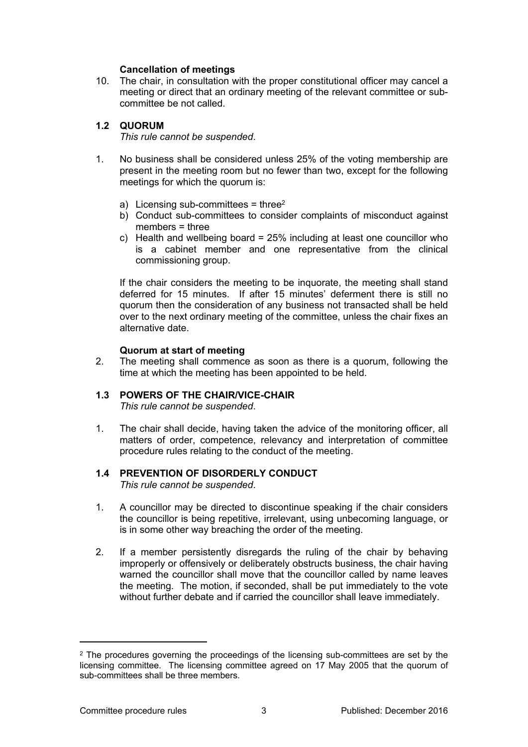**Cancellation of meetings**

10. The chair, in consultation with the proper constitutional officer may cancel a meeting or direct that an ordinary meeting of the relevant committee or sub-committee be not called.

## 1.2 QUORUM

*This rule cannot be suspended*.

1. No business shall be considered unless 25% of the voting membership are present in the meeting room but no fewer than two, except for the following meetings for which the quorum is:

   a) Licensing sub-committees = three[2]
   b) Conduct sub-committees to consider complaints of misconduct against members = three
   c) Health and wellbeing board = 25% including at least one councillor who is a cabinet member and one representative from the clinical commissioning group.

   If the chair considers the meeting to be inquorate, the meeting shall stand deferred for 15 minutes. If after 15 minutes' deferment there is still no quorum then the consideration of any business not transacted shall be held over to the next ordinary meeting of the committee, unless the chair fixes an alternative date.

**Quorum at start of meeting**

2. The meeting shall commence as soon as there is a quorum, following the time at which the meeting has been appointed to be held.

## 1.3 POWERS OF THE CHAIR/VICE-CHAIR

*This rule cannot be suspended*.

1. The chair shall decide, having taken the advice of the monitoring officer, all matters of order, competence, relevancy and interpretation of committee procedure rules relating to the conduct of the meeting.

## 1.4 PREVENTION OF DISORDERLY CONDUCT

*This rule cannot be suspended*.

1. A councillor may be directed to discontinue speaking if the chair considers the councillor is being repetitive, irrelevant, using unbecoming language, or is in some other way breaching the order of the meeting.

2. If a member persistently disregards the ruling of the chair by behaving improperly or offensively or deliberately obstructs business, the chair having warned the councillor shall move that the councillor called by name leaves the meeting. The motion, if seconded, shall be put immediately to the vote without further debate and if carried the councillor shall leave immediately.

---

[2] The procedures governing the proceedings of the licensing sub-committees are set by the licensing committee. The licensing committee agreed on 17 May 2005 that the quorum of sub-committees shall be three members.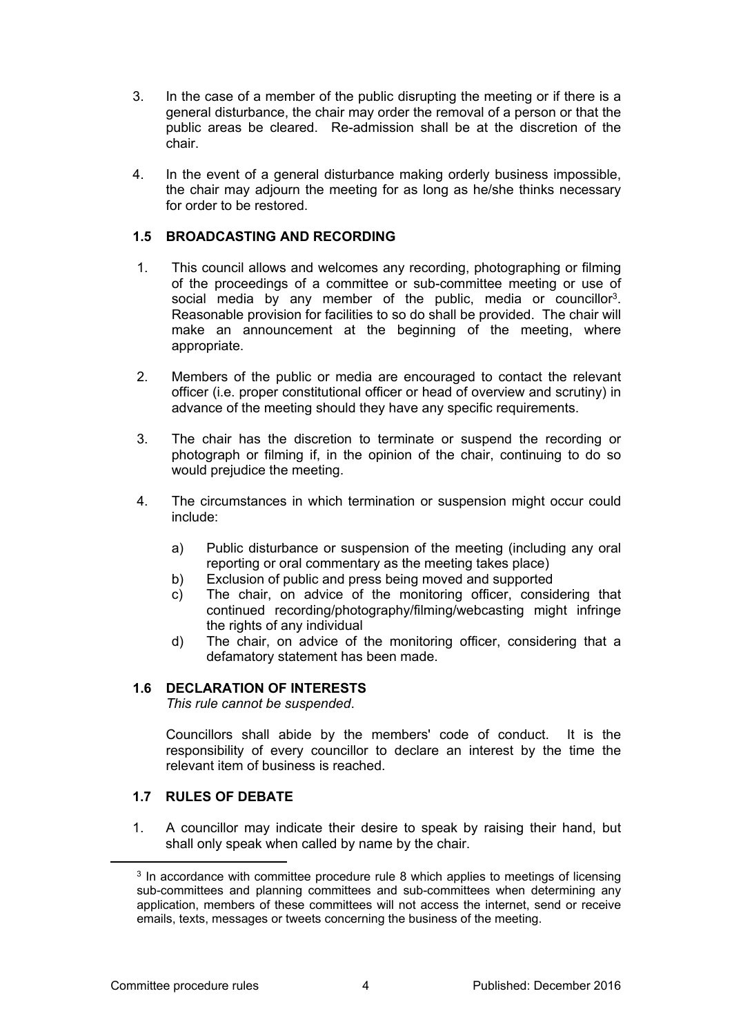3. In the case of a member of the public disrupting the meeting or if there is a general disturbance, the chair may order the removal of a person or that the public areas be cleared. Re-admission shall be at the discretion of the chair.

4. In the event of a general disturbance making orderly business impossible, the chair may adjourn the meeting for as long as he/she thinks necessary for order to be restored.

### 1.5 BROADCASTING AND RECORDING

1. This council allows and welcomes any recording, photographing or filming of the proceedings of a committee or sub-committee meeting or use of social media by any member of the public, media or councillor[3]. Reasonable provision for facilities to so do shall be provided. The chair will make an announcement at the beginning of the meeting, where appropriate.

2. Members of the public or media are encouraged to contact the relevant officer (i.e. proper constitutional officer or head of overview and scrutiny) in advance of the meeting should they have any specific requirements.

3. The chair has the discretion to terminate or suspend the recording or photograph or filming if, in the opinion of the chair, continuing to do so would prejudice the meeting.

4. The circumstances in which termination or suspension might occur could include:

   a) Public disturbance or suspension of the meeting (including any oral reporting or oral commentary as the meeting takes place)
   b) Exclusion of public and press being moved and supported
   c) The chair, on advice of the monitoring officer, considering that continued recording/photography/filming/webcasting might infringe the rights of any individual
   d) The chair, on advice of the monitoring officer, considering that a defamatory statement has been made.

### 1.6 DECLARATION OF INTERESTS

*This rule cannot be suspended*.

Councillors shall abide by the members' code of conduct. It is the responsibility of every councillor to declare an interest by the time the relevant item of business is reached.

### 1.7 RULES OF DEBATE

1. A councillor may indicate their desire to speak by raising their hand, but shall only speak when called by name by the chair.

---

[3] In accordance with committee procedure rule 8 which applies to meetings of licensing sub-committees and planning committees and sub-committees when determining any application, members of these committees will not access the internet, send or receive emails, texts, messages or tweets concerning the business of the meeting.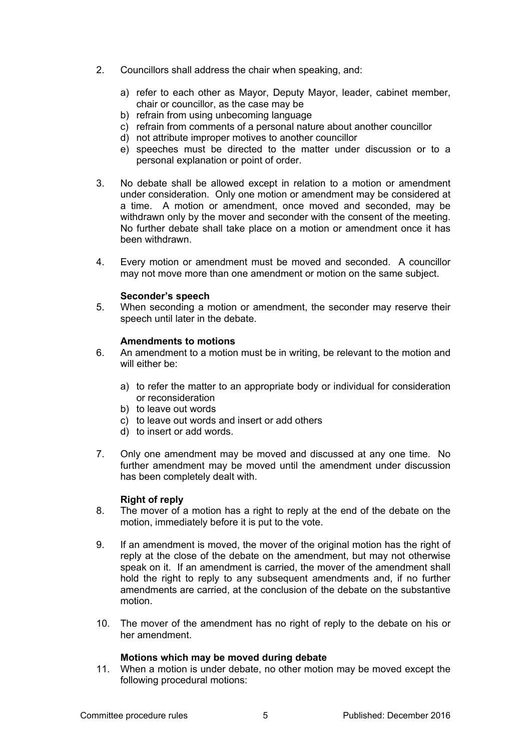2. Councillors shall address the chair when speaking, and:

   a) refer to each other as Mayor, Deputy Mayor, leader, cabinet member, chair or councillor, as the case may be
   b) refrain from using unbecoming language
   c) refrain from comments of a personal nature about another councillor
   d) not attribute improper motives to another councillor
   e) speeches must be directed to the matter under discussion or to a personal explanation or point of order.

3. No debate shall be allowed except in relation to a motion or amendment under consideration. Only one motion or amendment may be considered at a time. A motion or amendment, once moved and seconded, may be withdrawn only by the mover and seconder with the consent of the meeting. No further debate shall take place on a motion or amendment once it has been withdrawn.

4. Every motion or amendment must be moved and seconded. A councillor may not move more than one amendment or motion on the same subject.

**Seconder's speech**

5. When seconding a motion or amendment, the seconder may reserve their speech until later in the debate.

**Amendments to motions**

6. An amendment to a motion must be in writing, be relevant to the motion and will either be:

   a) to refer the matter to an appropriate body or individual for consideration or reconsideration
   b) to leave out words
   c) to leave out words and insert or add others
   d) to insert or add words.

7. Only one amendment may be moved and discussed at any one time. No further amendment may be moved until the amendment under discussion has been completely dealt with.

**Right of reply**

8. The mover of a motion has a right to reply at the end of the debate on the motion, immediately before it is put to the vote.

9. If an amendment is moved, the mover of the original motion has the right of reply at the close of the debate on the amendment, but may not otherwise speak on it. If an amendment is carried, the mover of the amendment shall hold the right to reply to any subsequent amendments and, if no further amendments are carried, at the conclusion of the debate on the substantive motion.

10. The mover of the amendment has no right of reply to the debate on his or her amendment.

**Motions which may be moved during debate**

11. When a motion is under debate, no other motion may be moved except the following procedural motions: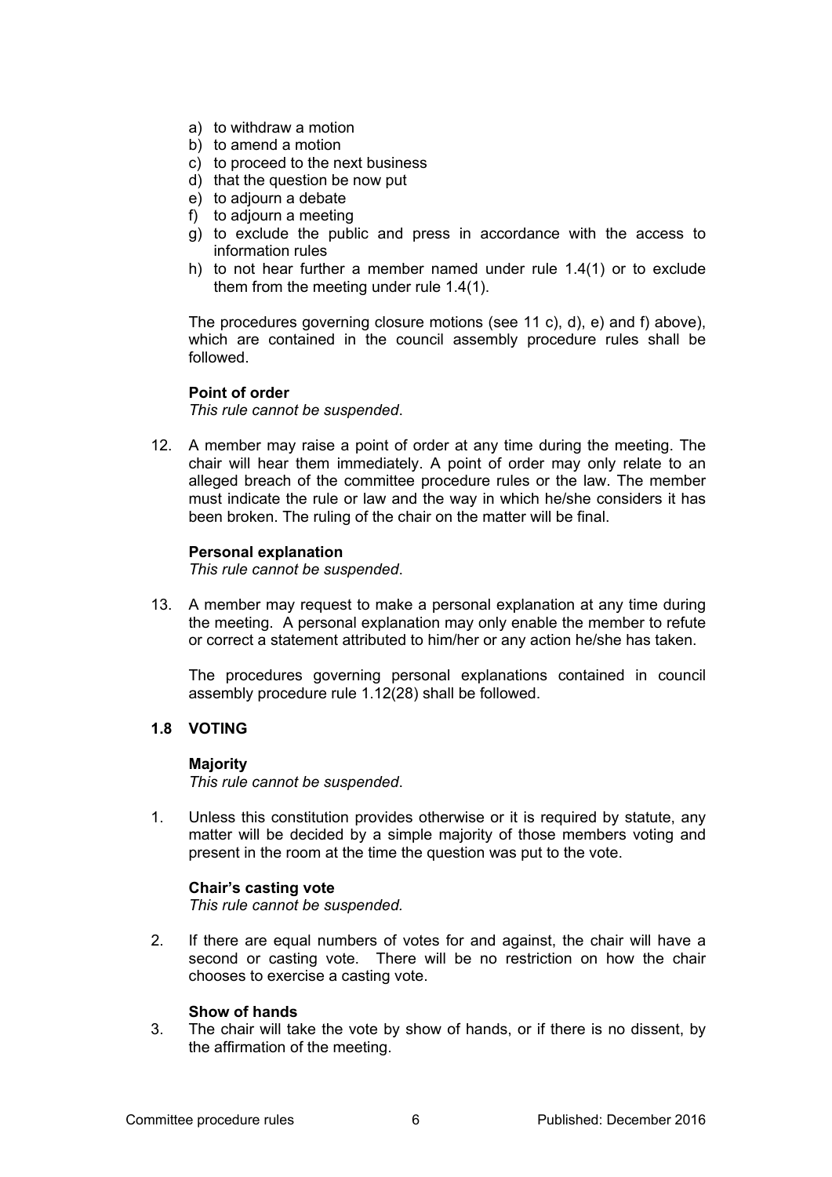a) to withdraw a motion
b) to amend a motion
c) to proceed to the next business
d) that the question be now put
e) to adjourn a debate
f) to adjourn a meeting
g) to exclude the public and press in accordance with the access to information rules
h) to not hear further a member named under rule 1.4(1) or to exclude them from the meeting under rule 1.4(1).

The procedures governing closure motions (see 11 c), d), e) and f) above), which are contained in the council assembly procedure rules shall be followed.

**Point of order**

*This rule cannot be suspended*.

12. A member may raise a point of order at any time during the meeting. The chair will hear them immediately. A point of order may only relate to an alleged breach of the committee procedure rules or the law. The member must indicate the rule or law and the way in which he/she considers it has been broken. The ruling of the chair on the matter will be final.

**Personal explanation**

*This rule cannot be suspended*.

13. A member may request to make a personal explanation at any time during the meeting. A personal explanation may only enable the member to refute or correct a statement attributed to him/her or any action he/she has taken.

    The procedures governing personal explanations contained in council assembly procedure rule 1.12(28) shall be followed.

## 1.8 VOTING

**Majority**

*This rule cannot be suspended*.

1. Unless this constitution provides otherwise or it is required by statute, any matter will be decided by a simple majority of those members voting and present in the room at the time the question was put to the vote.

**Chair's casting vote**

*This rule cannot be suspended.*

2. If there are equal numbers of votes for and against, the chair will have a second or casting vote. There will be no restriction on how the chair chooses to exercise a casting vote.

**Show of hands**

3. The chair will take the vote by show of hands, or if there is no dissent, by the affirmation of the meeting.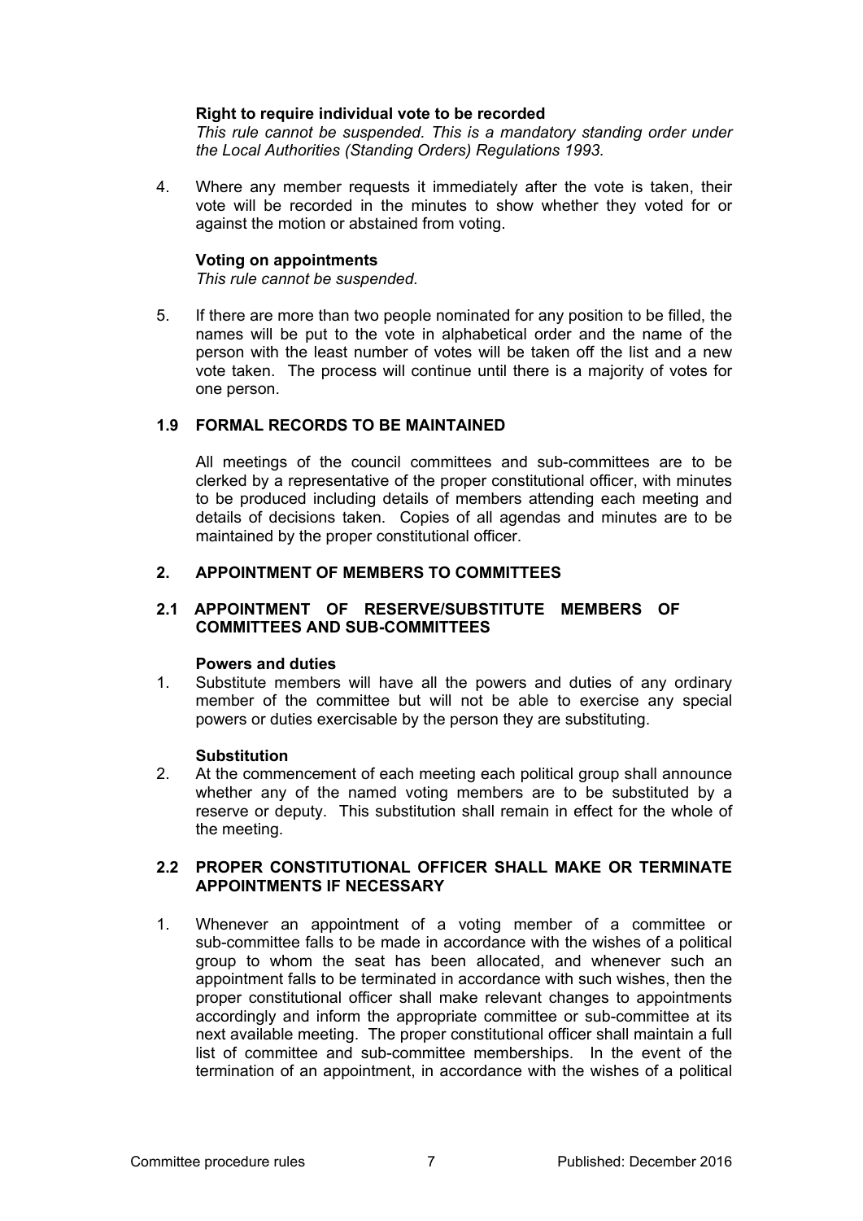**Right to require individual vote to be recorded**

*This rule cannot be suspended. This is a mandatory standing order under the Local Authorities (Standing Orders) Regulations 1993.*

4. Where any member requests it immediately after the vote is taken, their vote will be recorded in the minutes to show whether they voted for or against the motion or abstained from voting.

**Voting on appointments**

*This rule cannot be suspended.*

5. If there are more than two people nominated for any position to be filled, the names will be put to the vote in alphabetical order and the name of the person with the least number of votes will be taken off the list and a new vote taken. The process will continue until there is a majority of votes for one person.

### 1.9 FORMAL RECORDS TO BE MAINTAINED

All meetings of the council committees and sub-committees are to be clerked by a representative of the proper constitutional officer, with minutes to be produced including details of members attending each meeting and details of decisions taken. Copies of all agendas and minutes are to be maintained by the proper constitutional officer.

## 2. APPOINTMENT OF MEMBERS TO COMMITTEES

### 2.1 APPOINTMENT OF RESERVE/SUBSTITUTE MEMBERS OF COMMITTEES AND SUB-COMMITTEES

**Powers and duties**

1. Substitute members will have all the powers and duties of any ordinary member of the committee but will not be able to exercise any special powers or duties exercisable by the person they are substituting.

**Substitution**

2. At the commencement of each meeting each political group shall announce whether any of the named voting members are to be substituted by a reserve or deputy. This substitution shall remain in effect for the whole of the meeting.

### 2.2 PROPER CONSTITUTIONAL OFFICER SHALL MAKE OR TERMINATE APPOINTMENTS IF NECESSARY

1. Whenever an appointment of a voting member of a committee or sub-committee falls to be made in accordance with the wishes of a political group to whom the seat has been allocated, and whenever such an appointment falls to be terminated in accordance with such wishes, then the proper constitutional officer shall make relevant changes to appointments accordingly and inform the appropriate committee or sub-committee at its next available meeting. The proper constitutional officer shall maintain a full list of committee and sub-committee memberships. In the event of the termination of an appointment, in accordance with the wishes of a political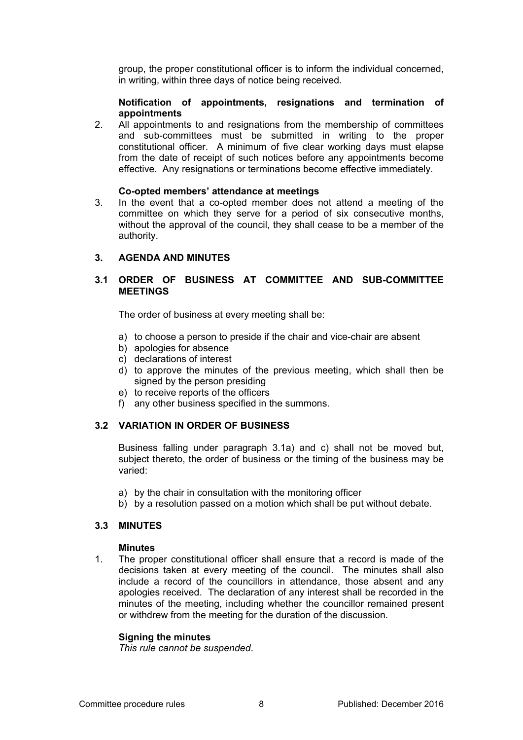group, the proper constitutional officer is to inform the individual concerned, in writing, within three days of notice being received.

**Notification of appointments, resignations and termination of appointments**

2. All appointments to and resignations from the membership of committees and sub-committees must be submitted in writing to the proper constitutional officer. A minimum of five clear working days must elapse from the date of receipt of such notices before any appointments become effective. Any resignations or terminations become effective immediately.

**Co-opted members' attendance at meetings**

3. In the event that a co-opted member does not attend a meeting of the committee on which they serve for a period of six consecutive months, without the approval of the council, they shall cease to be a member of the authority.

## 3. AGENDA AND MINUTES

### 3.1 ORDER OF BUSINESS AT COMMITTEE AND SUB-COMMITTEE MEETINGS

The order of business at every meeting shall be:

a) to choose a person to preside if the chair and vice-chair are absent
b) apologies for absence
c) declarations of interest
d) to approve the minutes of the previous meeting, which shall then be signed by the person presiding
e) to receive reports of the officers
f) any other business specified in the summons.

### 3.2 VARIATION IN ORDER OF BUSINESS

Business falling under paragraph 3.1a) and c) shall not be moved but, subject thereto, the order of business or the timing of the business may be varied:

a) by the chair in consultation with the monitoring officer
b) by a resolution passed on a motion which shall be put without debate.

### 3.3 MINUTES

**Minutes**

1. The proper constitutional officer shall ensure that a record is made of the decisions taken at every meeting of the council. The minutes shall also include a record of the councillors in attendance, those absent and any apologies received. The declaration of any interest shall be recorded in the minutes of the meeting, including whether the councillor remained present or withdrew from the meeting for the duration of the discussion.

**Signing the minutes**

*This rule cannot be suspended*.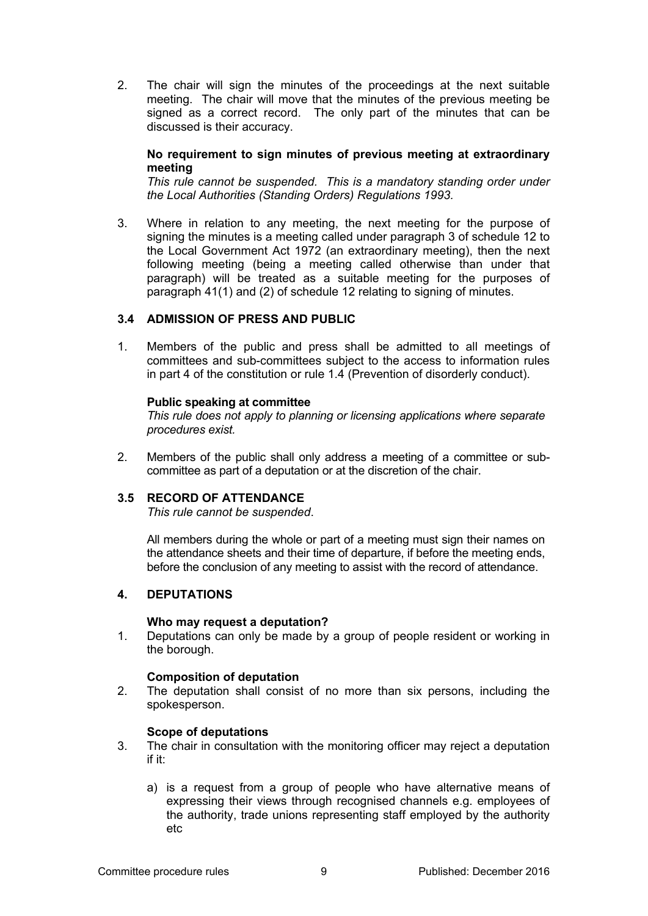2. The chair will sign the minutes of the proceedings at the next suitable meeting. The chair will move that the minutes of the previous meeting be signed as a correct record. The only part of the minutes that can be discussed is their accuracy.

**No requirement to sign minutes of previous meeting at extraordinary meeting**

*This rule cannot be suspended. This is a mandatory standing order under the Local Authorities (Standing Orders) Regulations 1993.*

3. Where in relation to any meeting, the next meeting for the purpose of signing the minutes is a meeting called under paragraph 3 of schedule 12 to the Local Government Act 1972 (an extraordinary meeting), then the next following meeting (being a meeting called otherwise than under that paragraph) will be treated as a suitable meeting for the purposes of paragraph 41(1) and (2) of schedule 12 relating to signing of minutes.

### 3.4 ADMISSION OF PRESS AND PUBLIC

1. Members of the public and press shall be admitted to all meetings of committees and sub-committees subject to the access to information rules in part 4 of the constitution or rule 1.4 (Prevention of disorderly conduct).

**Public speaking at committee**

*This rule does not apply to planning or licensing applications where separate procedures exist.*

2. Members of the public shall only address a meeting of a committee or sub-committee as part of a deputation or at the discretion of the chair.

### 3.5 RECORD OF ATTENDANCE

*This rule cannot be suspended*.

All members during the whole or part of a meeting must sign their names on the attendance sheets and their time of departure, if before the meeting ends, before the conclusion of any meeting to assist with the record of attendance.

## 4. DEPUTATIONS

**Who may request a deputation?**

1. Deputations can only be made by a group of people resident or working in the borough.

**Composition of deputation**

2. The deputation shall consist of no more than six persons, including the spokesperson.

**Scope of deputations**

3. The chair in consultation with the monitoring officer may reject a deputation if it:

   a) is a request from a group of people who have alternative means of expressing their views through recognised channels e.g. employees of the authority, trade unions representing staff employed by the authority etc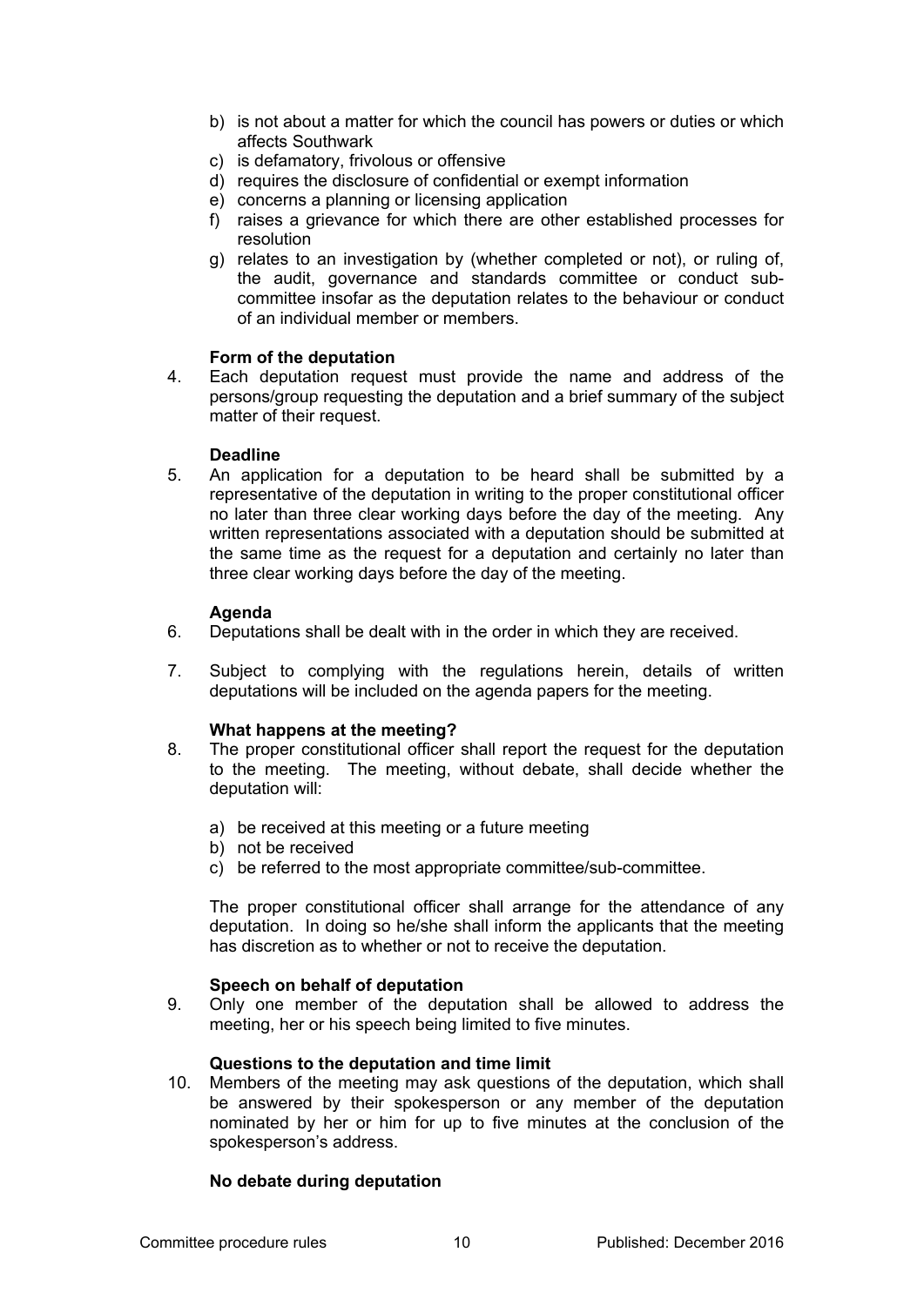b) is not about a matter for which the council has powers or duties or which affects Southwark
c) is defamatory, frivolous or offensive
d) requires the disclosure of confidential or exempt information
e) concerns a planning or licensing application
f) raises a grievance for which there are other established processes for resolution
g) relates to an investigation by (whether completed or not), or ruling of, the audit, governance and standards committee or conduct sub-committee insofar as the deputation relates to the behaviour or conduct of an individual member or members.

**Form of the deputation**

4. Each deputation request must provide the name and address of the persons/group requesting the deputation and a brief summary of the subject matter of their request.

**Deadline**

5. An application for a deputation to be heard shall be submitted by a representative of the deputation in writing to the proper constitutional officer no later than three clear working days before the day of the meeting. Any written representations associated with a deputation should be submitted at the same time as the request for a deputation and certainly no later than three clear working days before the day of the meeting.

**Agenda**

6. Deputations shall be dealt with in the order in which they are received.

7. Subject to complying with the regulations herein, details of written deputations will be included on the agenda papers for the meeting.

**What happens at the meeting?**

8. The proper constitutional officer shall report the request for the deputation to the meeting. The meeting, without debate, shall decide whether the deputation will:

   a) be received at this meeting or a future meeting
   b) not be received
   c) be referred to the most appropriate committee/sub-committee.

   The proper constitutional officer shall arrange for the attendance of any deputation. In doing so he/she shall inform the applicants that the meeting has discretion as to whether or not to receive the deputation.

**Speech on behalf of deputation**

9. Only one member of the deputation shall be allowed to address the meeting, her or his speech being limited to five minutes.

**Questions to the deputation and time limit**

10. Members of the meeting may ask questions of the deputation, which shall be answered by their spokesperson or any member of the deputation nominated by her or him for up to five minutes at the conclusion of the spokesperson's address.

**No debate during deputation**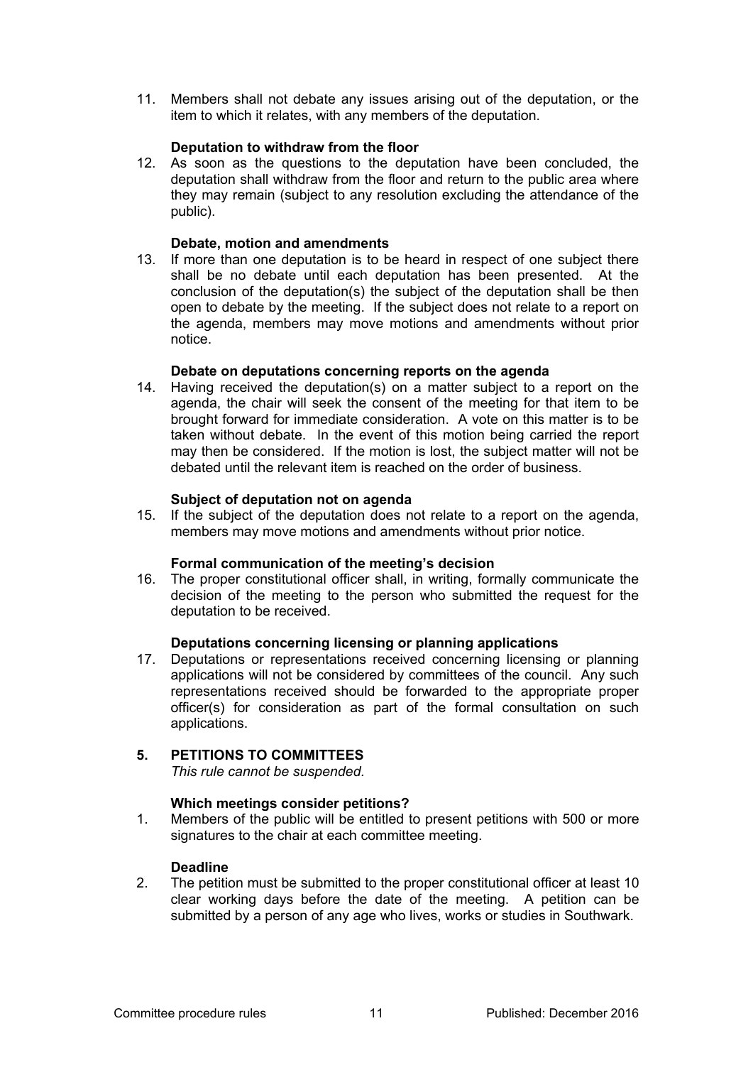11. Members shall not debate any issues arising out of the deputation, or the item to which it relates, with any members of the deputation.

**Deputation to withdraw from the floor**

12. As soon as the questions to the deputation have been concluded, the deputation shall withdraw from the floor and return to the public area where they may remain (subject to any resolution excluding the attendance of the public).

**Debate, motion and amendments**

13. If more than one deputation is to be heard in respect of one subject there shall be no debate until each deputation has been presented. At the conclusion of the deputation(s) the subject of the deputation shall be then open to debate by the meeting. If the subject does not relate to a report on the agenda, members may move motions and amendments without prior notice.

**Debate on deputations concerning reports on the agenda**

14. Having received the deputation(s) on a matter subject to a report on the agenda, the chair will seek the consent of the meeting for that item to be brought forward for immediate consideration. A vote on this matter is to be taken without debate. In the event of this motion being carried the report may then be considered. If the motion is lost, the subject matter will not be debated until the relevant item is reached on the order of business.

**Subject of deputation not on agenda**

15. If the subject of the deputation does not relate to a report on the agenda, members may move motions and amendments without prior notice.

**Formal communication of the meeting's decision**

16. The proper constitutional officer shall, in writing, formally communicate the decision of the meeting to the person who submitted the request for the deputation to be received.

**Deputations concerning licensing or planning applications**

17. Deputations or representations received concerning licensing or planning applications will not be considered by committees of the council. Any such representations received should be forwarded to the appropriate proper officer(s) for consideration as part of the formal consultation on such applications.

## 5. PETITIONS TO COMMITTEES

*This rule cannot be suspended.*

**Which meetings consider petitions?**

1. Members of the public will be entitled to present petitions with 500 or more signatures to the chair at each committee meeting.

**Deadline**

2. The petition must be submitted to the proper constitutional officer at least 10 clear working days before the date of the meeting. A petition can be submitted by a person of any age who lives, works or studies in Southwark.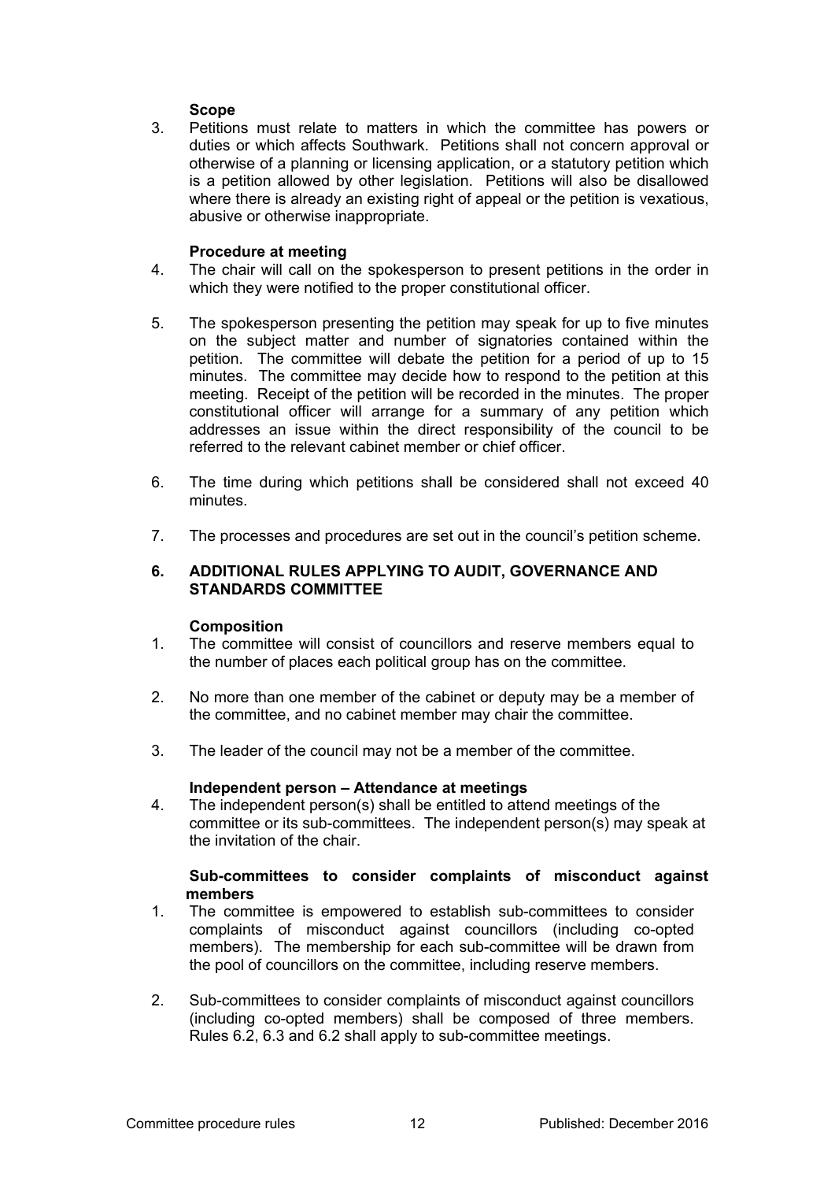**Scope**

3. Petitions must relate to matters in which the committee has powers or duties or which affects Southwark. Petitions shall not concern approval or otherwise of a planning or licensing application, or a statutory petition which is a petition allowed by other legislation. Petitions will also be disallowed where there is already an existing right of appeal or the petition is vexatious, abusive or otherwise inappropriate.

**Procedure at meeting**

4. The chair will call on the spokesperson to present petitions in the order in which they were notified to the proper constitutional officer.

5. The spokesperson presenting the petition may speak for up to five minutes on the subject matter and number of signatories contained within the petition. The committee will debate the petition for a period of up to 15 minutes. The committee may decide how to respond to the petition at this meeting. Receipt of the petition will be recorded in the minutes. The proper constitutional officer will arrange for a summary of any petition which addresses an issue within the direct responsibility of the council to be referred to the relevant cabinet member or chief officer.

6. The time during which petitions shall be considered shall not exceed 40 minutes.

7. The processes and procedures are set out in the council's petition scheme.

## 6. ADDITIONAL RULES APPLYING TO AUDIT, GOVERNANCE AND STANDARDS COMMITTEE

**Composition**

1. The committee will consist of councillors and reserve members equal to the number of places each political group has on the committee.

2. No more than one member of the cabinet or deputy may be a member of the committee, and no cabinet member may chair the committee.

3. The leader of the council may not be a member of the committee.

**Independent person – Attendance at meetings**

4. The independent person(s) shall be entitled to attend meetings of the committee or its sub-committees. The independent person(s) may speak at the invitation of the chair.

**Sub-committees to consider complaints of misconduct against members**

1. The committee is empowered to establish sub-committees to consider complaints of misconduct against councillors (including co-opted members). The membership for each sub-committee will be drawn from the pool of councillors on the committee, including reserve members.

2. Sub-committees to consider complaints of misconduct against councillors (including co-opted members) shall be composed of three members. Rules 6.2, 6.3 and 6.2 shall apply to sub-committee meetings.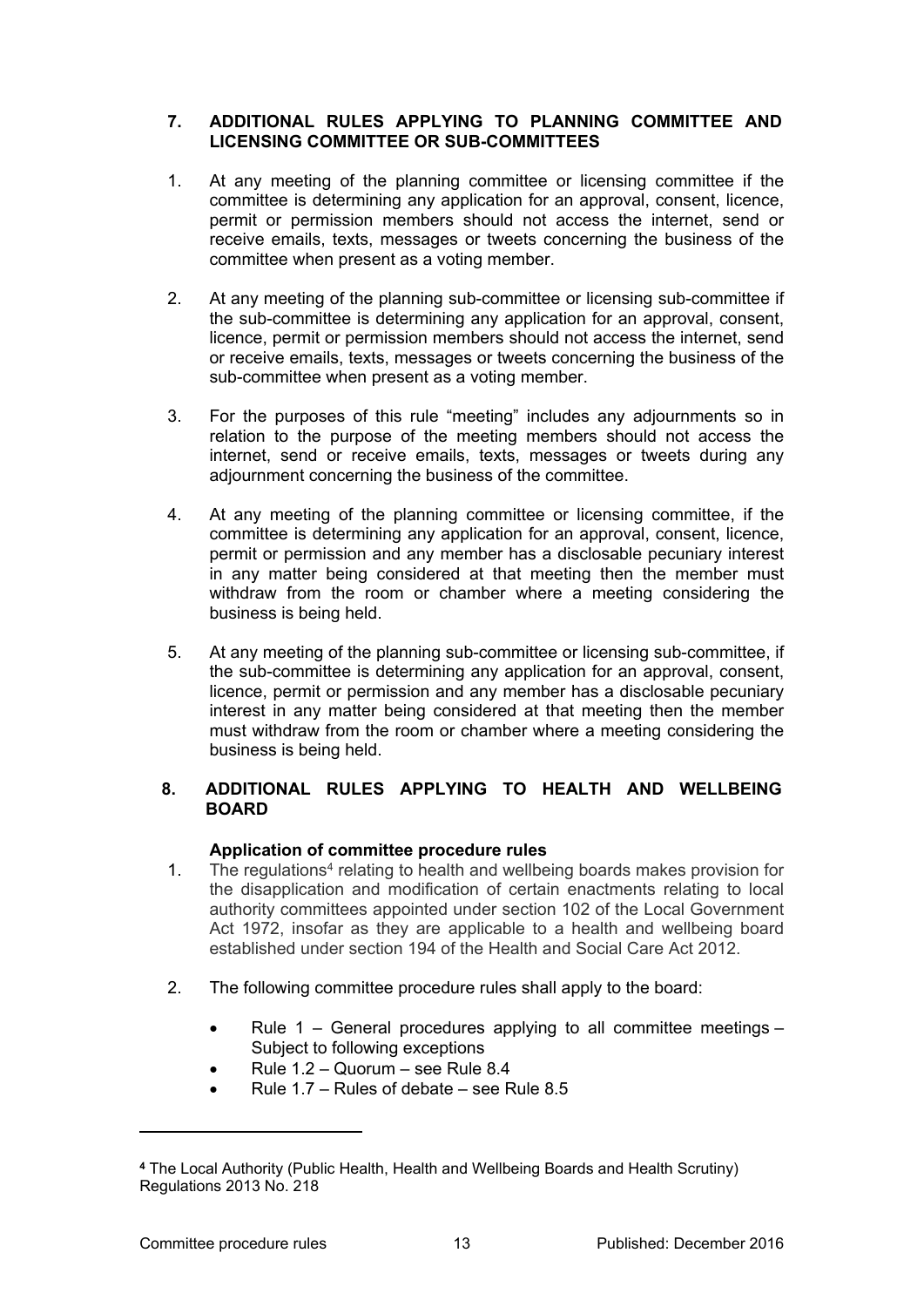## 7. ADDITIONAL RULES APPLYING TO PLANNING COMMITTEE AND LICENSING COMMITTEE OR SUB-COMMITTEES

1. At any meeting of the planning committee or licensing committee if the committee is determining any application for an approval, consent, licence, permit or permission members should not access the internet, send or receive emails, texts, messages or tweets concerning the business of the committee when present as a voting member.

2. At any meeting of the planning sub-committee or licensing sub-committee if the sub-committee is determining any application for an approval, consent, licence, permit or permission members should not access the internet, send or receive emails, texts, messages or tweets concerning the business of the sub-committee when present as a voting member.

3. For the purposes of this rule "meeting" includes any adjournments so in relation to the purpose of the meeting members should not access the internet, send or receive emails, texts, messages or tweets during any adjournment concerning the business of the committee.

4. At any meeting of the planning committee or licensing committee, if the committee is determining any application for an approval, consent, licence, permit or permission and any member has a disclosable pecuniary interest in any matter being considered at that meeting then the member must withdraw from the room or chamber where a meeting considering the business is being held.

5. At any meeting of the planning sub-committee or licensing sub-committee, if the sub-committee is determining any application for an approval, consent, licence, permit or permission and any member has a disclosable pecuniary interest in any matter being considered at that meeting then the member must withdraw from the room or chamber where a meeting considering the business is being held.

## 8. ADDITIONAL RULES APPLYING TO HEALTH AND WELLBEING BOARD

**Application of committee procedure rules**

1. The regulations[4] relating to health and wellbeing boards makes provision for the disapplication and modification of certain enactments relating to local authority committees appointed under section 102 of the Local Government Act 1972, insofar as they are applicable to a health and wellbeing board established under section 194 of the Health and Social Care Act 2012.

2. The following committee procedure rules shall apply to the board:

   - Rule 1 – General procedures applying to all committee meetings – Subject to following exceptions
   - Rule 1.2 – Quorum – see Rule 8.4
   - Rule 1.7 – Rules of debate – see Rule 8.5

---

[4] The Local Authority (Public Health, Health and Wellbeing Boards and Health Scrutiny) Regulations 2013 No. 218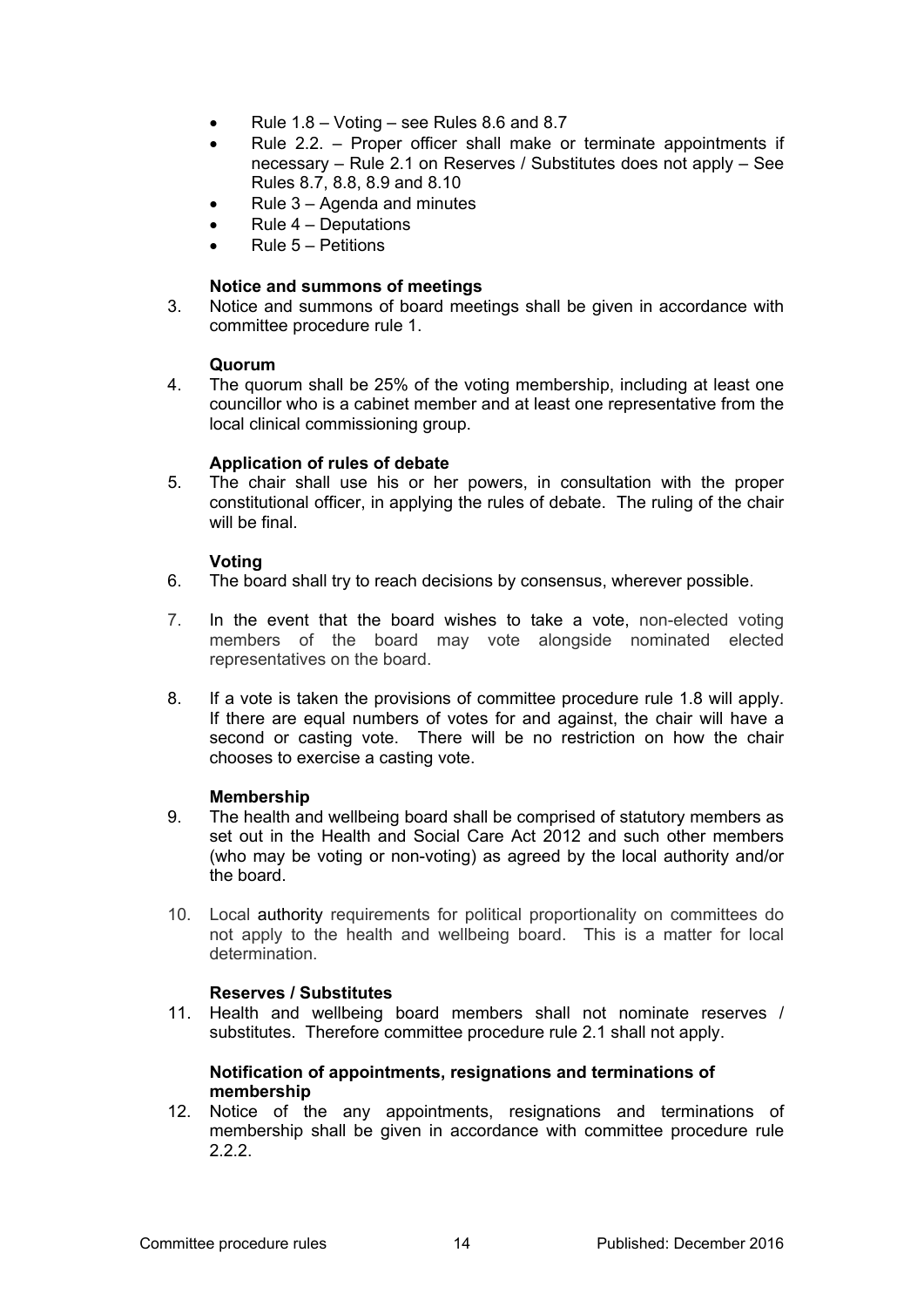- Rule 1.8 – Voting – see Rules 8.6 and 8.7
- Rule 2.2. – Proper officer shall make or terminate appointments if necessary – Rule 2.1 on Reserves / Substitutes does not apply – See Rules 8.7, 8.8, 8.9 and 8.10
- Rule 3 – Agenda and minutes
- Rule 4 – Deputations
- Rule 5 – Petitions

**Notice and summons of meetings**

3. Notice and summons of board meetings shall be given in accordance with committee procedure rule 1.

**Quorum**

4. The quorum shall be 25% of the voting membership, including at least one councillor who is a cabinet member and at least one representative from the local clinical commissioning group.

**Application of rules of debate**

5. The chair shall use his or her powers, in consultation with the proper constitutional officer, in applying the rules of debate. The ruling of the chair will be final.

**Voting**

6. The board shall try to reach decisions by consensus, wherever possible.

7. In the event that the board wishes to take a vote, non-elected voting members of the board may vote alongside nominated elected representatives on the board.

8. If a vote is taken the provisions of committee procedure rule 1.8 will apply. If there are equal numbers of votes for and against, the chair will have a second or casting vote. There will be no restriction on how the chair chooses to exercise a casting vote.

**Membership**

9. The health and wellbeing board shall be comprised of statutory members as set out in the Health and Social Care Act 2012 and such other members (who may be voting or non-voting) as agreed by the local authority and/or the board.

10. Local authority requirements for political proportionality on committees do not apply to the health and wellbeing board. This is a matter for local determination.

**Reserves / Substitutes**

11. Health and wellbeing board members shall not nominate reserves / substitutes. Therefore committee procedure rule 2.1 shall not apply.

**Notification of appointments, resignations and terminations of membership**

12. Notice of the any appointments, resignations and terminations of membership shall be given in accordance with committee procedure rule 2.2.2.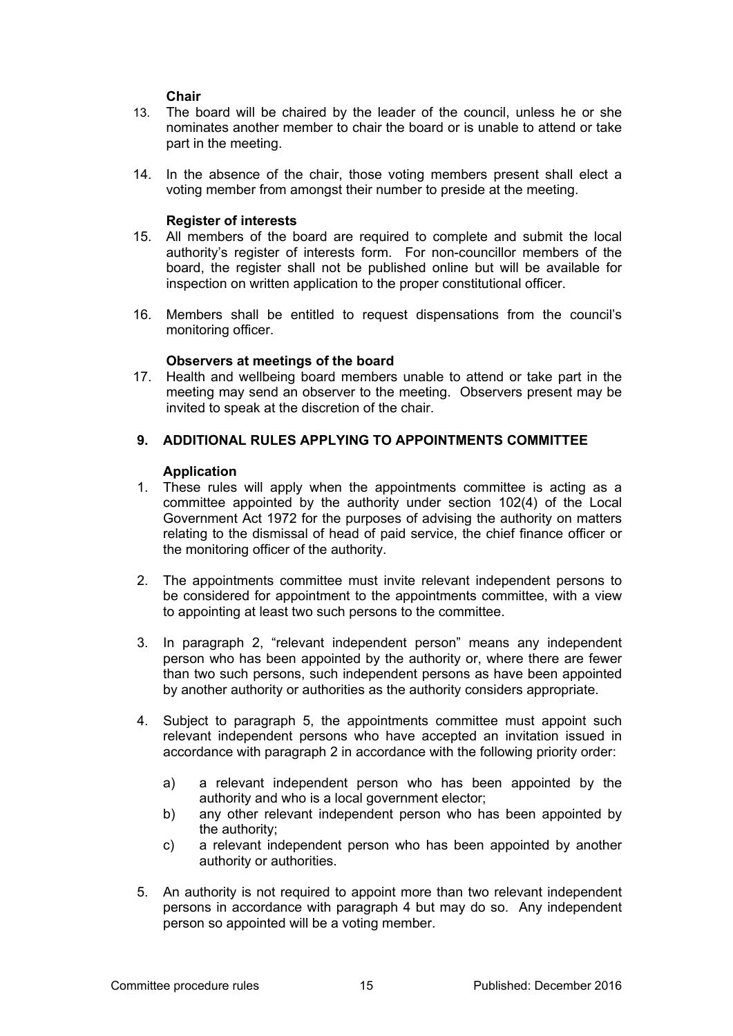**Chair**

13. The board will be chaired by the leader of the council, unless he or she nominates another member to chair the board or is unable to attend or take part in the meeting.

14. In the absence of the chair, those voting members present shall elect a voting member from amongst their number to preside at the meeting.

**Register of interests**

15. All members of the board are required to complete and submit the local authority's register of interests form. For non-councillor members of the board, the register shall not be published online but will be available for inspection on written application to the proper constitutional officer.

16. Members shall be entitled to request dispensations from the council's monitoring officer.

**Observers at meetings of the board**

17. Health and wellbeing board members unable to attend or take part in the meeting may send an observer to the meeting. Observers present may be invited to speak at the discretion of the chair.

## 9. ADDITIONAL RULES APPLYING TO APPOINTMENTS COMMITTEE

**Application**

1. These rules will apply when the appointments committee is acting as a committee appointed by the authority under section 102(4) of the Local Government Act 1972 for the purposes of advising the authority on matters relating to the dismissal of head of paid service, the chief finance officer or the monitoring officer of the authority.

2. The appointments committee must invite relevant independent persons to be considered for appointment to the appointments committee, with a view to appointing at least two such persons to the committee.

3. In paragraph 2, "relevant independent person" means any independent person who has been appointed by the authority or, where there are fewer than two such persons, such independent persons as have been appointed by another authority or authorities as the authority considers appropriate.

4. Subject to paragraph 5, the appointments committee must appoint such relevant independent persons who have accepted an invitation issued in accordance with paragraph 2 in accordance with the following priority order:

   a) a relevant independent person who has been appointed by the authority and who is a local government elector;
   b) any other relevant independent person who has been appointed by the authority;
   c) a relevant independent person who has been appointed by another authority or authorities.

5. An authority is not required to appoint more than two relevant independent persons in accordance with paragraph 4 but may do so. Any independent person so appointed will be a voting member.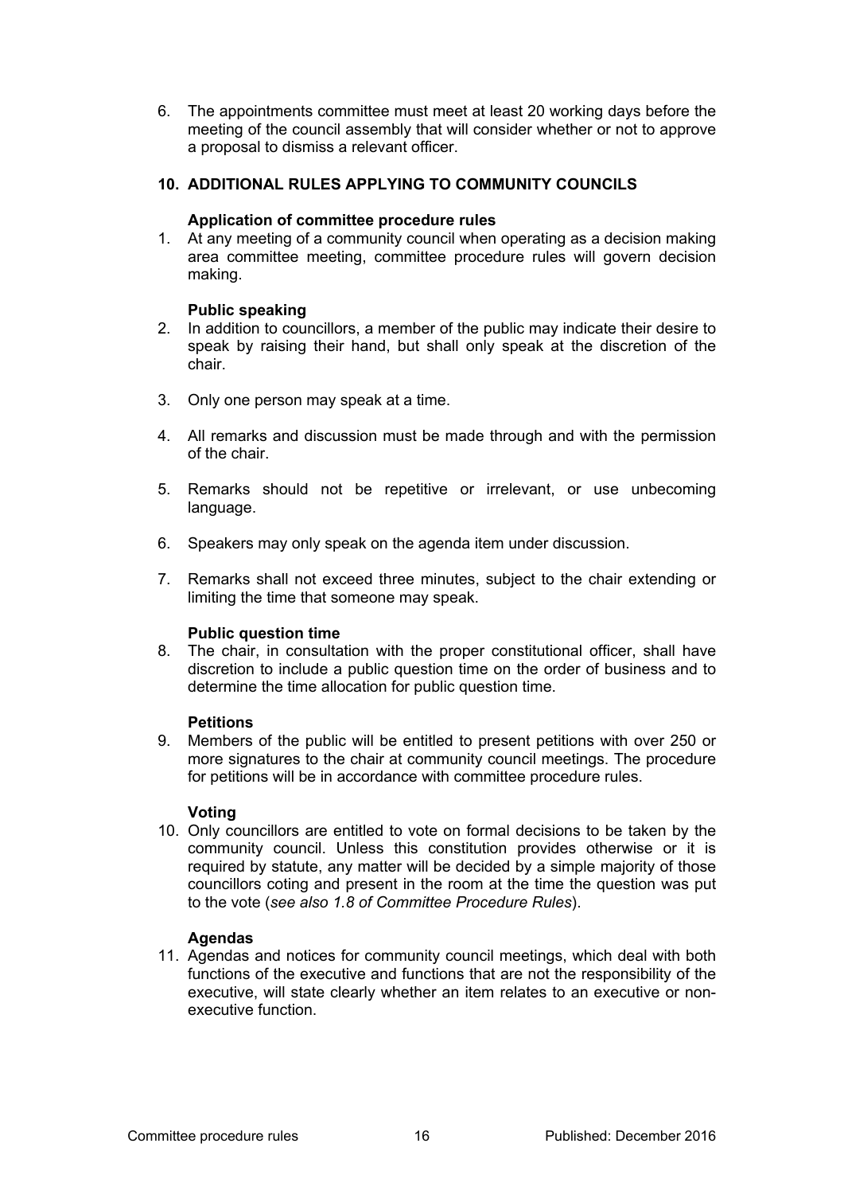6. The appointments committee must meet at least 20 working days before the meeting of the council assembly that will consider whether or not to approve a proposal to dismiss a relevant officer.

## 10. ADDITIONAL RULES APPLYING TO COMMUNITY COUNCILS

**Application of committee procedure rules**

1. At any meeting of a community council when operating as a decision making area committee meeting, committee procedure rules will govern decision making.

**Public speaking**

2. In addition to councillors, a member of the public may indicate their desire to speak by raising their hand, but shall only speak at the discretion of the chair.

3. Only one person may speak at a time.

4. All remarks and discussion must be made through and with the permission of the chair.

5. Remarks should not be repetitive or irrelevant, or use unbecoming language.

6. Speakers may only speak on the agenda item under discussion.

7. Remarks shall not exceed three minutes, subject to the chair extending or limiting the time that someone may speak.

**Public question time**

8. The chair, in consultation with the proper constitutional officer, shall have discretion to include a public question time on the order of business and to determine the time allocation for public question time.

**Petitions**

9. Members of the public will be entitled to present petitions with over 250 or more signatures to the chair at community council meetings. The procedure for petitions will be in accordance with committee procedure rules.

**Voting**

10. Only councillors are entitled to vote on formal decisions to be taken by the community council. Unless this constitution provides otherwise or it is required by statute, any matter will be decided by a simple majority of those councillors coting and present in the room at the time the question was put to the vote (*see also 1.8 of Committee Procedure Rules*).

**Agendas**

11. Agendas and notices for community council meetings, which deal with both functions of the executive and functions that are not the responsibility of the executive, will state clearly whether an item relates to an executive or non-executive function.